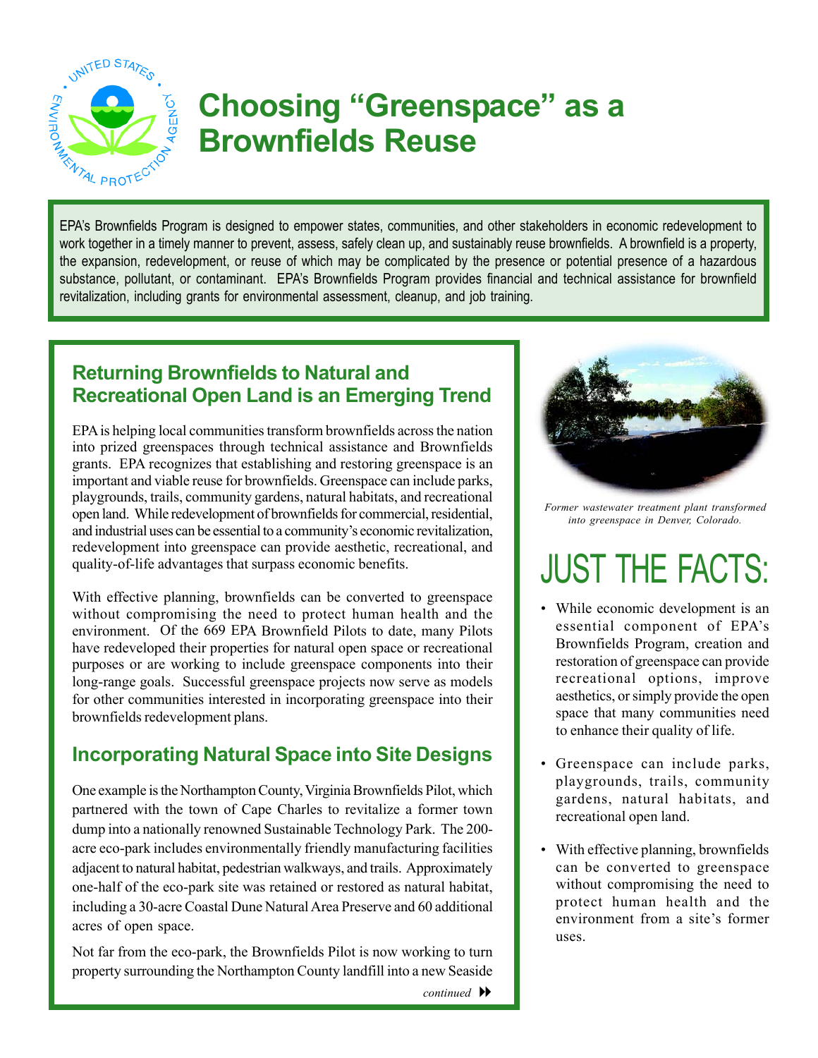# Choosing "Greenspace" as a Brownfields Reuse

EPA's Brownfields Program is designed to empower states, communities, and other stakeholders in economic redevelopment to work together in a timely manner to prevent, assess, safely clean up, and sustainably reuse brownfields. A brownfield is a property, the expansion, redevelopment, or reuse of which may be complicated by the presence or potential presence of a hazardous substance, pollutant, or contaminant. EPA's Brownfields Program provides financial and technical assistance for brownfield revitalization, including grants for environmental assessment, cleanup, and job training.

## Returning Brownfields to Natural and Recreational Open Land is an Emerging Trend

EPA is helping local communities transform brownfields across the nation into prized greenspaces through technical assistance and Brownfields grants. EPA recognizes that establishing and restoring greenspace is an important and viable reuse for brownfields. Greenspace can include parks, playgrounds, trails, community gardens, natural habitats, and recreational open land. While redevelopment of brownfields for commercial, residential, and industrial uses can be essential to a community's economic revitalization, redevelopment into greenspace can provide aesthetic, recreational, and quality-of-life advantages that surpass economic benefits.

With effective planning, brownfields can be converted to greenspace without compromising the need to protect human health and the environment. Of the 669 EPA Brownfield Pilots to date, many Pilots have redeveloped their properties for natural open space or recreational purposes or are working to include greenspace components into their long-range goals. Successful greenspace projects now serve as models for other communities interested in incorporating greenspace into their brownfields redevelopment plans.

## Incorporating Natural Space into Site Designs

One example is the Northampton County, Virginia Brownfields Pilot, which partnered with the town of Cape Charles to revitalize a former town dump into a nationally renowned Sustainable Technology Park. The 200-acre eco-park includes environmentally friendly manufacturing facilities adjacent to natural habitat, pedestrian walkways, and trails. Approximately one-half of the eco-park site was retained or restored as natural habitat, including a 30-acre Coastal Dune Natural Area Preserve and 60 additional acres of open space.

Not far from the eco-park, the Brownfields Pilot is now working to turn property surrounding the Northampton County landfill into a new Seaside

*continued*

*Former wastewater treatment plant transformed into greenspace in Denver, Colorado.*

## JUST THE FACTS:

- While economic development is an essential component of EPA's Brownfields Program, creation and restoration of greenspace can provide recreational options, improve aesthetics, or simply provide the open space that many communities need to enhance their quality of life.
- Greenspace can include parks, playgrounds, trails, community gardens, natural habitats, and recreational open land.
- With effective planning, brownfields can be converted to greenspace without compromising the need to protect human health and the environment from a site's former uses.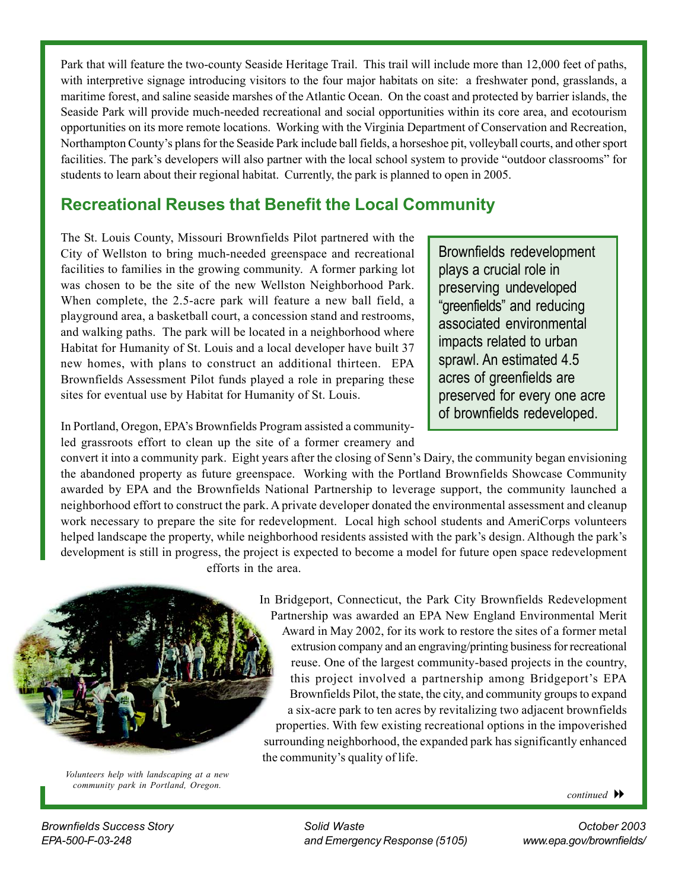Park that will feature the two-county Seaside Heritage Trail. This trail will include more than 12,000 feet of paths, with interpretive signage introducing visitors to the four major habitats on site: a freshwater pond, grasslands, a maritime forest, and saline seaside marshes of the Atlantic Ocean. On the coast and protected by barrier islands, the Seaside Park will provide much-needed recreational and social opportunities within its core area, and ecotourism opportunities on its more remote locations. Working with the Virginia Department of Conservation and Recreation, Northampton County's plans for the Seaside Park include ball fields, a horseshoe pit, volleyball courts, and other sport facilities. The park's developers will also partner with the local school system to provide "outdoor classrooms" for students to learn about their regional habitat. Currently, the park is planned to open in 2005.

## Recreational Reuses that Benefit the Local Community

The St. Louis County, Missouri Brownfields Pilot partnered with the City of Wellston to bring much-needed greenspace and recreational facilities to families in the growing community. A former parking lot was chosen to be the site of the new Wellston Neighborhood Park. When complete, the 2.5-acre park will feature a new ball field, a playground area, a basketball court, a concession stand and restrooms, and walking paths. The park will be located in a neighborhood where Habitat for Humanity of St. Louis and a local developer have built 37 new homes, with plans to construct an additional thirteen. EPA Brownfields Assessment Pilot funds played a role in preparing these sites for eventual use by Habitat for Humanity of St. Louis.

> Brownfields redevelopment plays a crucial role in preserving undeveloped "greenfields" and reducing associated environmental impacts related to urban sprawl. An estimated 4.5 acres of greenfields are preserved for every one acre of brownfields redeveloped.

In Portland, Oregon, EPA's Brownfields Program assisted a community-led grassroots effort to clean up the site of a former creamery and convert it into a community park. Eight years after the closing of Senn's Dairy, the community began envisioning the abandoned property as future greenspace. Working with the Portland Brownfields Showcase Community awarded by EPA and the Brownfields National Partnership to leverage support, the community launched a neighborhood effort to construct the park. A private developer donated the environmental assessment and cleanup work necessary to prepare the site for redevelopment. Local high school students and AmeriCorps volunteers helped landscape the property, while neighborhood residents assisted with the park's design. Although the park's development is still in progress, the project is expected to become a model for future open space redevelopment efforts in the area.

In Bridgeport, Connecticut, the Park City Brownfields Redevelopment Partnership was awarded an EPA New England Environmental Merit Award in May 2002, for its work to restore the sites of a former metal extrusion company and an engraving/printing business for recreational reuse. One of the largest community-based projects in the country, this project involved a partnership among Bridgeport's EPA Brownfields Pilot, the state, the city, and community groups to expand a six-acre park to ten acres by revitalizing two adjacent brownfields properties. With few existing recreational options in the impoverished surrounding neighborhood, the expanded park has significantly enhanced the community's quality of life.

*Volunteers help with landscaping at a new community park in Portland, Oregon.*

*continued*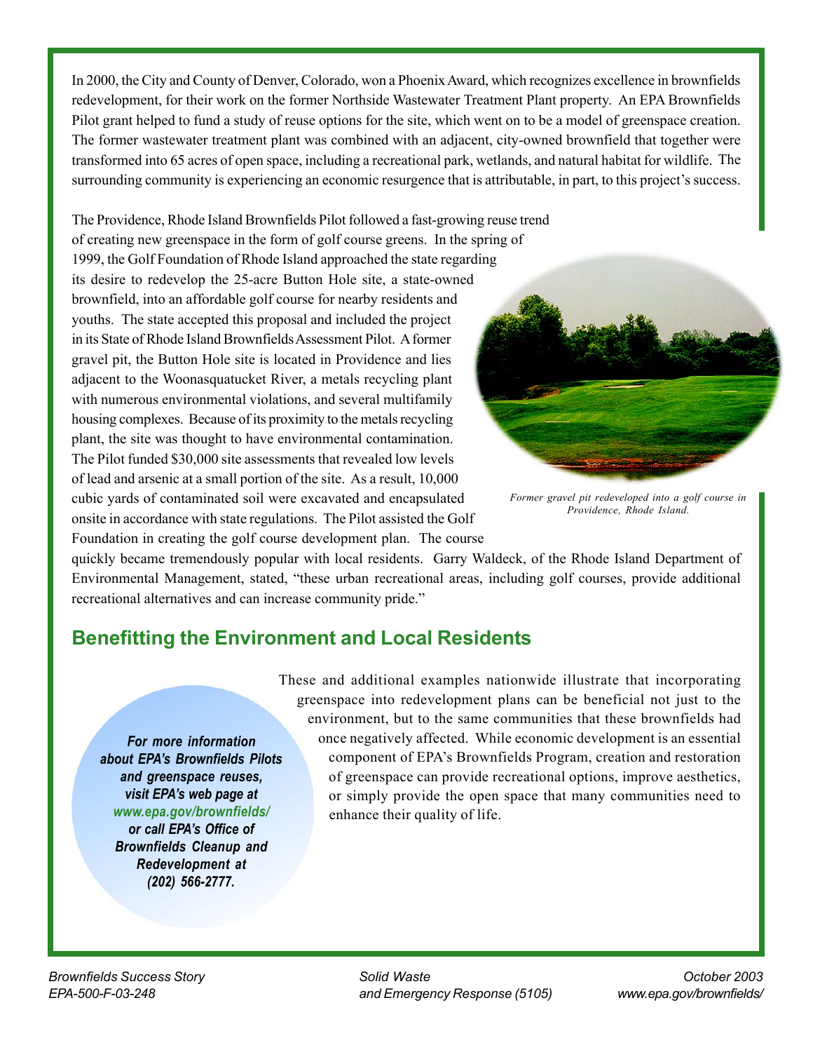In 2000, the City and County of Denver, Colorado, won a Phoenix Award, which recognizes excellence in brownfields redevelopment, for their work on the former Northside Wastewater Treatment Plant property. An EPA Brownfields Pilot grant helped to fund a study of reuse options for the site, which went on to be a model of greenspace creation. The former wastewater treatment plant was combined with an adjacent, city-owned brownfield that together were transformed into 65 acres of open space, including a recreational park, wetlands, and natural habitat for wildlife. The surrounding community is experiencing an economic resurgence that is attributable, in part, to this project's success.

The Providence, Rhode Island Brownfields Pilot followed a fast-growing reuse trend of creating new greenspace in the form of golf course greens. In the spring of 1999, the Golf Foundation of Rhode Island approached the state regarding its desire to redevelop the 25-acre Button Hole site, a state-owned brownfield, into an affordable golf course for nearby residents and youths. The state accepted this proposal and included the project in its State of Rhode Island Brownfields Assessment Pilot. A former gravel pit, the Button Hole site is located in Providence and lies adjacent to the Woonasquatucket River, a metals recycling plant with numerous environmental violations, and several multifamily housing complexes. Because of its proximity to the metals recycling plant, the site was thought to have environmental contamination. The Pilot funded $30,000 site assessments that revealed low levels of lead and arsenic at a small portion of the site. As a result, 10,000 cubic yards of contaminated soil were excavated and encapsulated onsite in accordance with state regulations. The Pilot assisted the Golf Foundation in creating the golf course development plan. The course quickly became tremendously popular with local residents. Garry Waldeck, of the Rhode Island Department of Environmental Management, stated, "these urban recreational areas, including golf courses, provide additional recreational alternatives and can increase community pride."

*Former gravel pit redeveloped into a golf course in Providence, Rhode Island.*

## Benefitting the Environment and Local Residents

These and additional examples nationwide illustrate that incorporating greenspace into redevelopment plans can be beneficial not just to the environment, but to the same communities that these brownfields had once negatively affected. While economic development is an essential component of EPA's Brownfields Program, creation and restoration of greenspace can provide recreational options, improve aesthetics, or simply provide the open space that many communities need to enhance their quality of life.

***For more information about EPA's Brownfields Pilots and greenspace reuses, visit EPA's web page at www.epa.gov/brownfields/ or call EPA's Office of Brownfields Cleanup and Redevelopment at (202) 566-2777.***

*Brownfields Success Story*
*EPA-500-F-03-248*

*Solid Waste and Emergency Response (5105)*

*October 2003*
*www.epa.gov/brownfields/*